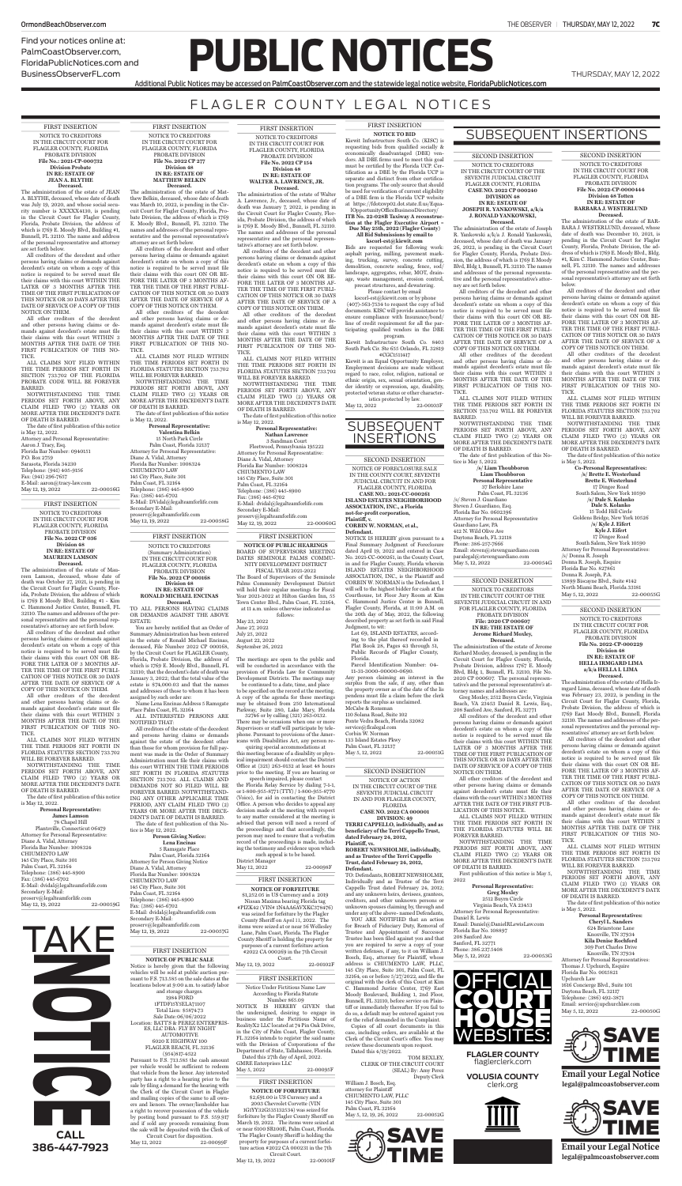Find your notices online at: PalmCoastObserver.com, FloridaPublicNotices.com and BusinessObserverFL.com

# PUBLIC NOTICES

THURSDAY, MAY 12, 2022

Additional Public Notices may be accessed on PalmCoastObserver.com and the statewide legal notice website, FloridaPublicNotices.com

## FLAGLER COUNTY LEGAL NOTICES

### FIRST INSERTION

NOTICE TO CREDITORS
IN THE CIRCUIT COURT FOR FLAGLER COUNTY, FLORIDA PROBATE DIVISION
File No.: 2021-CP-000732
Division Probate
IN RE: ESTATE OF JEAN A. BLYTHE
Deceased.

The administration of the estate of JEAN A. BLYTHE, deceased, whose date of death was July 19, 2020, and whose social security number is XXXXX4130, is pending in the Circuit Court for Flagler County, Florida, Probate Division, the address of which is 1769 E. Moody Blvd., Building #1, Bunnell, FL 32110. The name and address of the personal representative and attorney are set forth below.

All creditors of the decedent and other persons having claims or demands against decedent's estate on whom a copy of this notice is required to be served must file their claims with this court WITHIN THE LATER OF 3 MONTHS AFTER THE TIME OF THE FIRST PUBLICATION OF THIS NOTICE OR 30 DAYS AFTER THE DATE OF SERVICE OF A COPY OF THIS NOTICE ON THEM.

All other creditors of the decedent and other persons having claims or demands against decedent's estate must file their claims with this court WITHIN 3 MONTHS AFTER THE DATE OF THE FIRST PUBLICATION OF THIS NOTICE.

ALL CLAIMS NOT FILED WITHIN THE TIME PERIODS SET FORTH IN SECTION 733.702 OF THE FLORIDA PROBATE CODE WILL BE FOREVER BARRED.

NOTWITHSTANDING THE TIME PERIODS SET FORTH ABOVE, ANY CLAIM FILED TWO (2) YEARS OR MORE AFTER THE DECEDENT'S DATE OF DEATH IS BARRED.

The date of first publication of this notice is May 12, 2022.

Attorney and Personal Representative:
Aaron I. Tracy, Esq.
Florida Bar Number: 0940151
P.O. Box 2759
Sarasota, Florida 34230
Telephone: (941) 403-9156
Fax: (941) 296-7657
E-Mail: aaron@tracy-law.com
May 12, 19, 2022 22-00056G

### FIRST INSERTION

NOTICE TO CREDITORS
IN THE CIRCUIT COURT FOR FLAGLER COUNTY, FLORIDA PROBATE DIVISION
File No. 2022 CP 036
Division 48
IN RE: ESTATE OF MAUREEN LAMSON
Deceased.

The administration of the estate of Maureen Lamson, deceased, whose date of death was October 27, 2021, is pending in the Circuit Court for Flagler County, Florida, Probate Division, the address of which is 1769 E Moody Blvd, Building #1 - Kim C. Hammond Justice Center, Bunnell, FL 32110. The names and addresses of the personal representative and the personal representative's attorney are set forth below.

All creditors of the decedent and other persons having claims or demands against decedent's estate on whom a copy of this notice is required to be served must file their claims with this court ON OR BEFORE THE LATER OF 3 MONTHS AFTER THE TIME OF THE FIRST PUBLICATION OF THIS NOTICE OR 30 DAYS AFTER THE DATE OF SERVICE OF A COPY OF THIS NOTICE ON THEM.

All other creditors of the decedent and other persons having claims or demands against decedent's estate must file their claims with this court WITHIN 3 MONTHS AFTER THE DATE OF THE FIRST PUBLICATION OF THIS NOTICE.

ALL CLAIMS NOT FILED WITHIN THE TIME PERIODS SET FORTH IN FLORIDA STATUTES SECTION 733.702 WILL BE FOREVER BARRED.

NOTWITHSTANDING THE TIME PERIODS SET FORTH ABOVE, ANY CLAIM FILED TWO (2) YEARS OR MORE AFTER THE DECEDENT'S DATE OF DEATH IS BARRED.

The date of first publication of this notice is May 12, 2022.

**Personal Representative:**
**James Lamson**
78 Chapel Hill
Plantsville, Connecticut 06479
Attorney for Personal Representative:
Diane A. Vidal, Attorney
Florida Bar Number: 1008324
CHIUMENTO LAW
145 City Place, Suite 301
Palm Coast, FL 32164
Telephone: (386) 445-8900
Fax: (386) 445-6702
E-Mail: dvidal@legalteamforlife.com
Secondary E-Mail:
proserv@legalteamforlife.com
May 12, 19, 2022 22-00059G

TAKE NOTICE
CALL 386-447-7923

### FIRST INSERTION

NOTICE TO CREDITORS
IN THE CIRCUIT COURT FOR FLAGLER COUNTY, FLORIDA PROBATE DIVISION
File No. 2022 CP 277
Division 48
IN RE: ESTATE OF MATTHEW BELKIN
Deceased.

The administration of the estate of Matthew Belkin, deceased, whose date of death was March 10, 2022, is pending in the Circuit Court for Flagler County, Florida, Probate Division, the address of which is 1769 E. Moody Blvd., Bunnell, FL 32110. The names and addresses of the personal representative and the personal representative's attorney are set forth below.

All creditors of the decedent and other persons having claims or demands against decedent's estate on whom a copy of this notice is required to be served must file their claims with this court ON OR BEFORE THE LATER OF 3 MONTHS AFTER THE TIME OF THE FIRST PUBLICATION OF THIS NOTICE OR 30 DAYS AFTER THE DATE OF SERVICE OF A COPY OF THIS NOTICE ON THEM.

All other creditors of the decedent and other persons having claims or demands against decedent's estate must file their claims with this court WITHIN 3 MONTHS AFTER THE DATE OF THE FIRST PUBLICATION OF THIS NOTICE.

ALL CLAIMS NOT FILED WITHIN THE TIME PERIODS SET FORTH IN FLORIDA STATUTES SECTION 733.702 WILL BE FOREVER BARRED.

NOTWITHSTANDING THE TIME PERIODS SET FORTH ABOVE, ANY CLAIM FILED TWO (2) YEARS OR MORE AFTER THE DECEDENT'S DATE OF DEATH IS BARRED.

The date of first publication of this notice is May 12, 2022.

**Personal Representative:**
**Valentina Belkin**
15 North Park Circle
Palm Coast, Florida 32137
Attorney for Personal Representative:
Diane A. Vidal, Attorney
Florida Bar Number: 1008324
CHIUMENTO LAW
145 City Place, Suite 301
Palm Coast, FL 32164
Telephone: (386) 445-8900
Fax: (386) 445-6702
E-Mail: DVidal@legalteamforlife.com
Secondary E-Mail:
proserv@legalteamforlife.com
May 12, 19, 2022 22-00058G

### FIRST INSERTION

NOTICE TO CREDITORS
(Summary Administration)
IN THE CIRCUIT COURT FOR FLAGLER COUNTY, FLORIDA PROBATE DIVISION
File No. 2022 CP 000168
Division 48
IN RE: ESTATE OF RONALD MICHAEL ENCINAS
Deceased.

TO ALL PERSONS HAVING CLAIMS OR DEMANDS AGAINST THE ABOVE ESTATE:

You are hereby notified that an Order of Summary Administration has been entered in the estate of Ronald Michael Encinas, deceased, File Number 2022 CP 000168, by the Circuit Court for FLAGLER County, Florida, Probate Division, the address of which is 1769 E. Moody Blvd., Bunnell, FL 32110; that the decedent's date of death was January 3, 2022; that the total value of the estate is $74,000.01 and that the names and addresses of those to whom it has been assigned by such order are:

Name Lena Encinas Address 5 Ramsgate Place Palm Coast, FL 32164

ALL INTERESTED PERSONS ARE NOTIFIED THAT:

All creditors of the estate of the decedent and persons having claims or demands against the estate of the decedent other than those for whom provision for full payment was made in the Order of Summary Administration must file their claims with this court WITHIN THE TIME PERIODS SET FORTH IN FLORIDA STATUTES SECTION 733.702. ALL CLAIMS AND DEMANDS NOT SO FILED WILL BE FOREVER BARRED. NOTWITHSTANDING ANY OTHER APPLICABLE TIME PERIOD, ANY CLAIM FILED TWO (2) YEARS OR MORE AFTER THE DECEDENT'S DATE OF DEATH IS BARRED.

The date of first publication of this Notice is May 12, 2022.

**Person Giving Notice:**
**Lena Encinas**
5 Ramsgate Place
Palm Coast, Florida 32164
Attorney for Person Giving Notice
Diane A. Vidal, Attorney
Florida Bar Number: 1008324
CHIUMENTO LAW
145 City Place, Suite 301
Palm Coast, FL 32164
Telephone: (386) 445-8900
Fax: (386) 445-6702
E-Mail: dvidal@legalteamforlife.com
Secondary E-Mail:
proserv@legalteamforlife.com
May 12, 19, 2022 22-00057G

### FIRST INSERTION

**NOTICE OF PUBLIC SALE**
Notice is hereby given that the following vehicles will be sold at public auction pursuant to F.S. 713.585 on the sale dates at the locations below at 9:00 a.m. to satisfy labor and storage charges.
1984 FORD
1FTDF15Y5ELA71107
Total Lien: $5874.73
Sale Date:06/06/2022
Location: BATTS & PEREZ ENTERPRISES, LLC DBA: FLY BY NIGHT AUTOMOTIVE
6020 E HIGHWAY 100
FLAGLER BEACH, FL 32136
(954)817-4522
Pursuant to F.S. 713.585 the cash amount per vehicle would be sufficient to redeem that vehicle from the lienor. Any interested party has a right to a hearing prior to the sale by filing a demand for the hearing with the Clerk of the Circuit Court in Flagler and mailing copies of the same to all owners and lienors. The owner/lienholder has a right to recover possession of the vehicle by posting bond pursuant to F.S. 559.917 and if sold any proceeds remaining from the sale will be deposited with the Clerk of Circuit Court for disposition.
May 12, 2022 22-00099F

### FIRST INSERTION

NOTICE TO CREDITORS
IN THE CIRCUIT COURT FOR FLAGLER COUNTY, FLORIDA PROBATE DIVISION
File No. 2022 CP 154
Division 48
IN RE: ESTATE OF WALTER A. LAWRENCE, JR.
Deceased.

The administration of the estate of Walter A. Lawrence, Jr., deceased, whose date of death was January 7, 2022, is pending in the Circuit Court for Flagler County, Florida, Probate Division, the address of which is 1769 E. Moody Blvd., Bunnell, FL 32110. The names and addresses of the personal representative and the personal representative's attorney are set forth below.

All creditors of the decedent and other persons having claims or demands against decedent's estate on whom a copy of this notice is required to be served must file their claims with this court ON OR BEFORE THE LATER OF 3 MONTHS AFTER THE TIME OF THE FIRST PUBLICATION OF THIS NOTICE OR 30 DAYS AFTER THE DATE OF SERVICE OF A COPY OF THIS NOTICE ON THEM.

All other creditors of the decedent and other persons having claims or demands against decedent's estate must file their claims with this court WITHIN 3 MONTHS AFTER THE DATE OF THE FIRST PUBLICATION OF THIS NOTICE.

ALL CLAIMS NOT FILED WITHIN THE TIME PERIODS SET FORTH IN FLORIDA STATUTES SECTION 733.702 WILL BE FOREVER BARRED.

NOTWITHSTANDING THE TIME PERIODS SET FORTH ABOVE, ANY CLAIM FILED TWO (2) YEARS OR MORE AFTER THE DECEDENT'S DATE OF DEATH IS BARRED.

The date of first publication of this notice is May 12, 2022.

**Personal Representative:**
**Nathan Lawrence**
3 Sandman Court
Fleetwood, Pennsylvania 195222
Attorney for Personal Representative:
Diane A. Vidal, Attorney
Florida Bar Number: 1008324
CHIUMENTO LAW
145 City Place, Suite 301
Palm Coast, FL 32164
Telephone: (386) 445-8900
Fax: (386) 445-6702
E-Mail: dvidal@legalteamforlife.com
Secondary E-Mail:
proserv@legalteamforlife.com
May 12, 19, 2022 22-00060G

### FIRST INSERTION

**NOTICE OF PUBLIC HEARINGS**
BOARD OF SUPERVISORS MEETING DATES SEMINOLE PALMS COMMUNITY DEVELOPMENT DISTRICT FISCAL YEAR 2021-2022
The Board of Supervisors of the Seminole Palms Community Development District will hold their regular meetings for Fiscal Year 2021-2022 at Hilton Garden Inn, 55 Town Center Blvd., Palm Coast, FL 32164, at 11 a.m. unless otherwise indicated as follows:

May 23, 2022
June 27, 2022
July 25, 2022
August 22, 2022
September 26, 2022

The meetings are open to the public and will be conducted in accordance with the provision of Florida Law for Community Development Districts. The meetings may be continued to a date, time, and place to be specified on the record at the meeting. A copy of the agenda for these meetings may be obtained from 250 International Parkway, Suite 280, Lake Mary, Florida 32746 or by calling (321) 263-0132.

There may be occasions when one or more Supervisors or staff will participate by telephone. Pursuant to provisions of the Americans with Disabilities Act, any person requiring special accommodations at this meeting because of a disability or physical impairment should contact the District Office at (321) 263-0132 at least 48 hours prior to the meeting. If you are hearing or speech impaired, please contact the Florida Relay Service by dialing 7-1-1, or 1-800-955-8771 (TTY) / 1-800-955-8770 (Voice), for aid in contacting the District Office. A person who decides to appeal any decision made at the meeting with respect to any matter considered at the meeting is advised that person will need a record of the proceedings and that accordingly, the person may need to ensure that a verbatim record of the proceedings is made, including the testimony and evidence upon which such appeal is to be based.
District Manager
May 12, 2022 22-00098F

### FIRST INSERTION

**NOTICE OF FORFEITURE**
$1,252.00 in US Currency and a 2019 Nissan Maxima bearing Florida tag #PZK42 (VIN# 1N4AA6AVXKC79476) was seized for forfeiture by the Flagler County Sheriff on April 11, 2022. The items were seized at or near 16 Wellesley Lane, Palm Coast, Florida. The Flagler County Sheriff is holding the property for purposes of a current forfeiture action #2022 CA 000269 in the 7th Circuit Court.
May 12, 19, 2022 22-00102F

### FIRST INSERTION

Notice Under Fictitious Name Law According to Florida Statute Number 865.09
NOTICE IS HEREBY GIVEN that the undersigned, desiring to engage in business under the Fictitious Name of RealityX2 LLC located at 7a Pin Oak Drive, in the City of Palm Coast, Flagler County, FL 32164 intends to register the said name with the Division of Corporations of the Department of State, Tallahassee, Florida.
Dated this 27th day of April, 2022.
GMRE Enterprises LLC
May 5, 2022 22-00093F

### FIRST INSERTION

**NOTICE OF FORFEITURE**
$2,691.00 in US Currency and a 2003 Chevrolet Corvette (VIN 1G1YY32G535132534) was seized for forfeiture by the Flagler County Sheriff on March 19, 2022. The items were seized at or near 6000 SR100E, Palm Coast, Florida. The Flagler County Sheriff is holding the property for purposes of a current forfeiture action #2022 CA 000213 in the 7th Circuit Court.
May 12, 19, 2022 22-00101F

### FIRST INSERTION

**NOTICE TO BID**
Kiewit Infrastructure South Co. (KISC) is requesting bids from qualified socially & economically disadvantaged (DBE) vendors. All DBE firms used to meet this goal must be certified by the Florida UCP. Certification as a DBE by the Florida UCP is separate and distinct from other certification programs. The only source that should be used for verification of current eligibility of a DBE firm is the Florida UCP website at: https://fdotxwp02.dot.state.fl.us/EqualOpportunityOfficeBusinessDirectory/
**ITB No. 22-028B Taxiway A reconstruction at the Flagler Executive Airport – Due May 25th, 2022 (Flagler County)**
**All Bid Submissions by email to kscsd-est@kiewit.com**
Bids are requested for following work: asphalt paving, milling, pavement marking, trucking, survey, concrete cutting, demolition, concrete sealing, fence, sod/landscape, aggregates, rebar, MOT, drainage, waste management, erosion control, precast structures, and dewatering.
Please contact by email kscsd-est@kiewit.com or by phone (407)-563-7334 to request the copy of bid documents. KISC will provide assistance to ensure compliance with Insurance/bond/line of credit requirement for all the participating qualified vendors in the DBE program.
Kiewit Infrastructure South Co. 8403 South Park Cir. Ste 655 Orlando, FL 32819
4CGC1511417
Kiewit is an Equal Opportunity Employer. Employment decisions are made without regard to race, color, religion, national or ethnic origin, sex, sexual orientation, gender identity or expression, age, disability, protected veteran status or other characteristics protected by law.
May 12, 2022 22-00103F

## SUBSEQUENT INSERTIONS

### SECOND INSERTION

NOTICE OF FORECLOSURE SALE
IN THE COUNTY COURT, SEVENTH JUDICIAL CIRCUIT IN AND FOR FLAGLER COUNTY, FLORIDA
Case No. 2021-CC-000261
**ISLAND ESTATES NEIGHBORHOOD ASSOCIATION, INC., a Florida not-for-profit corporation, Plaintiff, v. CORBIN W. NORMAN, et al., Defendant.**

NOTICE IS HEREBY given pursuant to a Final Summary Judgment of Foreclosure dated April 19, 2022 and entered in Case No. 2021-CC-000261, in the County Court, in and for Flagler County, Florida wherein ISLAND ESTATES NEIGHBORHOOD ASSOCIATION, INC., is the Plaintiff and CORBIN W. NORMAN is the Defendant, I will sell to the highest bidder for cash at the Courthouse, 1st Floor Jury Room at Kim C. Hammond Justice Center in Bunnell, Flagler County, Florida, at 11:00 A.M. on the 20th day of May, 2022, the following described property as set forth in said Final Judgment, to wit:

Lot 69, ISLAND ESTATES, according to the plat thereof recorded in Plat Book 28, Pages 43 through 51, Public Records of Flagler County, Florida.
Parcel Identification Number: 04-11-31-3000-00000-0690.

Any person claiming an interest in the surplus from the sale, if any, other than the property owner as of the date of the lis pendens must file a claim before the clerk reports the surplus as unclaimed.
McCabe & Ronsman
110 Solana Road, Suite 102
Ponte Vedra Beach, Florida 32082
service@legal.com
Corbin W. Norman
133 Island Estates Pkwy
Palm Coast, FL 32137
May 5, 12, 2022 22-00051G

### SECOND INSERTION

NOTICE OF ACTION
IN THE CIRCUIT COURT OF THE SEVENTH JUDICIAL CIRCUIT, IN AND FOR FLAGLER COUNTY, FLORIDA
CASE NO. 2022 CA 000001
DIVISION: 48
**TERRI CAPPELLO, individually, and as beneficiary of the Terri Cappello Trust, dated February 24, 2012, Plaintiff, vs. ROBERT NEWSHOLME, individually, and as Trustee of the Terri Cappello Trust, dated February 24, 2012, Defendant.**

TO: Defendants, ROBERT NEWSHOLME, Individually and as Trustee of the Terri Cappello Trust dated February 24, 2012, and any unknown heirs, devisees, grantees, creditors, and other unknown persons or unknown spouses claiming by, through and under any of the above- named Defendants,

YOU ARE NOTIFIED that an action for Breach of Fiduciary Duty, Removal of Trustee and Appointment of Successor Trustee has been filed against you and that you are required to serve a copy of your written defenses, if any, to it on William J. Bosch, Esq., attorney for Plaintiff, whose address is CHIUMENTO LAW, PLLC, 145 City Place, Suite 301, Palm Coast, FL 32164, on or before 5/27/2022, and file the original with the clerk of this Court at Kim C. Hammond Justice Center, 1769 East Moody Boulevard, Building 1, 2nd Floor, Bunnell, FL 32110, before service on Plaintiff or immediately thereafter. If you fail to do so, a default may be entered against you for the relief demanded in the Complaint.

Copies of all court documents in this case, including orders, are available at the Clerk of the Circuit Court's office. You may review these documents upon request.

Dated this 4/19/2022.

TOM BEXLEY,
CLERK OF THE CIRCUIT COURT
(SEAL) By: Amy Perez
Deputy Clerk
William J. Bosch, Esq.
attorney for Plaintiff
CHIUMENTO LAW, PLLC
145 City Place, Suite 301
Palm Coast, FL 32164
May 5, 12, 19, 26, 2022 22-00052G

SAVE TIME

## SUBSEQUENT INSERTIONS

### SECOND INSERTION

NOTICE TO CREDITORS
IN THE CIRCUIT COURT OF THE SEVENTH JUDICIAL CIRCUIT, FLAGLER COUNTY, FLORIDA
CASE NO. 2022 CP 000240
DIVISION 48
IN RE: ESTATE OF JOSEPH R. YANKOWSKI, a/k/a J. RONALD YANKOWSKI,
Deceased.

The administration of the estate of Joseph R. Yankowski a/k/a J. Ronald Yankowski, deceased, whose date of death was January 26, 2022, is pending in the Circuit Court for Flagler County, Florida, Probate Division, the address of which is 1769 E Moody Blvd, Bldg 1, Bunnell, FL 32110. The names and addresses of the personal representative and the personal representative's attorney are set forth below.

All creditors of the decedent and other persons having claims or demands against decedent's estate on whom a copy of this notice is required to be served must file their claims with this court ON OR BEFORE THE LATER OF 3 MONTHS AFTER THE TIME OF THE FIRST PUBLICATION OF THIS NOTICE OR 30 DAYS AFTER THE DATE OF SERVICE OF A COPY OF THIS NOTICE ON THEM.

All other creditors of the decedent and other persons having claims or demands against decedent's estate must file their claims with this court WITHIN 3 MONTHS AFTER THE DATE OF THE FIRST PUBLICATION OF THIS NOTICE.

ALL CLAIMS NOT FILED WITHIN THE TIME PERIODS SET FORTH IN SECTION 733.702 WILL BE FOREVER BARRED.

NOTWITHSTANDING THE TIME PERIODS SET FORTH ABOVE, ANY CLAIM FILED TWO (2) YEARS OR MORE AFTER THE DECEDENT'S DATE OF DEATH IS BARRED.

The date of first publication of this Notice is May 5, 2022.

**/s/ Liam Thoubboron**
**Liam Thoubboron**
**Personal Representative**
37 Berkshire Lane
Palm Coast, FL 32136
/s/ Steven J. Guardiano
Steven J. Guardiano, Esq.
Florida Bar No. 0602396
Attorney for Personal Representative
Guardiano Law, PA
442 N. Wild Olive Ave
Daytona Beach, FL 32118
Phone: 386-257-7666
Email: steven@stevenguardiano.com
paralegal@stevenguardiano.com
May 5, 12, 2022 22-00054G

### SECOND INSERTION

NOTICE TO CREDITORS
IN THE CIRCUIT COURT OF THE SEVENTH JUDICIAL CIRCUIT IN AND FOR FLAGLER COUNTY, FLORIDA PROBATE DIVISION
File: 2020 CP 000607
IN RE: THE ESTATE OF Jerome Richard Moxley,
Deceased.

The administration of the estate of Jerome Richard Moxley, deceased, is pending in the Circuit Court for Flagler County, Florida, Probate Division, address 1767 E. Moody Blvd, Bldg 1, Bunnell, FL 32110, File No. 2020 CP 000607. The personal representative's and the personal representative's attorney names and addresses are:

Greg Moxley, 2512 Buyrn Circle, Virginia Beach, VA 23453 Daniel R. Lewis, Esq., 208 Sanford Ave, Sanford, FL 32771

All creditors of the decedent and other persons having claims or demands against decedent's estate on whom a copy of this notice is required to be served must file their claims with this court WITHIN THE LATER OF 3 MONTHS AFTER THE TIME OF THE FIRST PUBLICATION OF THIS NOTICE OR 30 DAYS AFTER THE DATE OF SERVICE OF A COPY OF THIS NOTICE ON THEM.

All other creditors of the decedent and persons having claims or demands against decedent's estate must file their claims with this court WITHIN 3 MONTHS AFTER THE DATE OF THE FIRST PUBLICATION OF THIS NOTICE.

ALL CLAIMS NOT FILED WITHIN THE TIME PERIODS SET FORTH IN THE FLORIDA STATUTES WILL BE FOREVER BARRED.

NOTWITHSTANDING THE TIME PERIODS SET FORTH ABOVE, ANY CLAIM FILED TWO (2) YEARS OR MORE AFTER THE DECEDENT'S DATE OF DEATH IS BARRED.

First publication of this notice is May 5, 2022

**Personal Representative:**
**Greg Moxley**
2512 Buyrn Circle
Virginia Beach, VA 23453
Attorney for Personal Representative:
Daniel R. Lewis
Email: Daniel@DanielRLewisLaw.com
Florida Bar No. 108897
208 Sanford Ave
Sanford, FL 32771
Phone: 386.237.5408
May 5, 12, 2022 22-00053G

OFFICIAL COURTHOUSE WEBSITES:
FLAGLER COUNTY flaglerclerk.com
VOLUSIA COUNTY clerk.org

### SECOND INSERTION

NOTICE TO CREDITORS
IN THE CIRCUIT COURT FOR FLAGLER COUNTY, FLORIDA PROBATE DIVISION
File No. 2022-CP-0000444
Division 48 Totten
IN RE: ESTATE OF BARBARA J. WESTERLUND
Deceased.

The administration of the estate of BARBARA J. WESTERLUND, deceased, whose date of death was December 10, 2021, is pending in the Circuit Court for Flagler County, Florida, Probate Division, the address of which is 1769 E. Moody Blvd., Bldg. #1, Kim C. Hammond Justice Center, Bunnell, FL 32110. The names and addresses of the personal representative and the personal representative's attorney are set forth below.

All creditors of the decedent and other persons having claims or demands against decedent's estate on whom a copy of this notice is required to be served must file their claims with this court ON OR BEFORE THE LATER OF 3 MONTHS AFTER THE TIME OF THE FIRST PUBLICATION OF THIS NOTICE OR 30 DAYS AFTER THE DATE OF SERVICE OF A COPY OF THIS NOTICE ON THEM.

All other creditors of the decedent and other persons having claims or demands against decedent's estate must file their claims with this court WITHIN 3 MONTHS AFTER THE DATE OF THE FIRST PUBLICATION OF THIS NOTICE.

ALL CLAIMS NOT FILED WITHIN THE TIME PERIODS SET FORTH IN FLORIDA STATUTES SECTION 733.702 WILL BE FOREVER BARRED.

NOTWITHSTANDING THE TIME PERIODS SET FORTH ABOVE, ANY CLAIM FILED TWO (2) YEARS OR MORE AFTER THE DECEDENT'S DATE OF DEATH IS BARRED.

The date of first publication of this notice is May 5, 2022.

**Co-Personal Representatives:**
/s/ Brette E. Westerlund
**Brette E. Westerlund**
17 Dinger Road
South Salem, New York 10590
/s/ Dale S. Kolanko
**Dale S. Kolanko**
15 Todd Hill Circle
Goldens Bridge, New York 10526
/s/ Kyle J. Eifert
**Kyle J. Eifert**
17 Dinger Road
South Salem, New York 10590
Attorney for Personal Representatives:
/s/ Donna R. Joseph
Donna R. Joseph, Esquire
Florida Bar No. 827861
Donna R. Joseph, P.A.
13899 Biscayne Blvd., Suite #142
North Miami Beach, Florida 33181
May 5, 12, 2022 22-00055G

### SECOND INSERTION

NOTICE TO CREDITORS
IN THE CIRCUIT COURT FOR FLAGLER COUNTY, FLORIDA PROBATE DIVISION
File No. 2022-CP-000229
Division 48
IN RE: ESTATE OF HELLA HERGARD LIMA a/k/a HELLA I. LIMA
Deceased.

The administration of the estate of Hella Irmgard Lima, deceased, whose date of death was February 23, 2022, is pending in the Circuit Court for Flagler County, Florida, Probate Division, the address of which is 1769 East Moody Blvd., Bunnell, Florida 32110. The names and addresses of the personal representatives and the personal representatives' attorney are set forth below.

All creditors of the decedent and other persons having claims or demands against decedent's estate on whom a copy of this notice is required to be served must file their claims with this court ON OR BEFORE THE LATER OF 3 MONTHS AFTER THE TIME OF THE FIRST PUBLICATION OF THIS NOTICE OR 30 DAYS AFTER THE DATE OF SERVICE OF A COPY OF THIS NOTICE ON THEM.

All other creditors of the decedent and other persons having claims or demands against decedent's estate must file their claims with this court WITHIN 3 MONTHS AFTER THE DATE OF THE FIRST PUBLICATION OF THIS NOTICE.

ALL CLAIMS NOT FILED WITHIN THE TIME PERIODS SET FORTH IN FLORIDA STATUTES SECTION 733.702 WILL BE FOREVER BARRED.

NOTWITHSTANDING THE TIME PERIODS SET FORTH ABOVE, ANY CLAIM FILED TWO (2) YEARS OR MORE AFTER THE DECEDENT'S DATE OF DEATH IS BARRED.

The date of first publication of this notice is May 5, 2022.

**Personal Representatives:**
**Cheryl L. Sanders**
624 Briarstone Lane
Knoxville, TN 37934
**Kila Denise Rochford**
309 Fort Charles Drive
Knoxville, TN 37934
Attorney for Personal Representatives:
Thomas J. Upchurch, Esquire
Florida Bar No. 0015821
Upchurch Law
1616 Concierge Blvd., Suite 101
Daytona Beach, FL 32117
Telephone: (386) 492-3871
Email: service@upchurchlaw.com
May 5, 12, 2022 22-00050G

SAVE TIME
Email your Legal Notice
legal@palmcoastobserver.com

SAVE TIME
Email your Legal Notice
legal@palmcoastobserver.com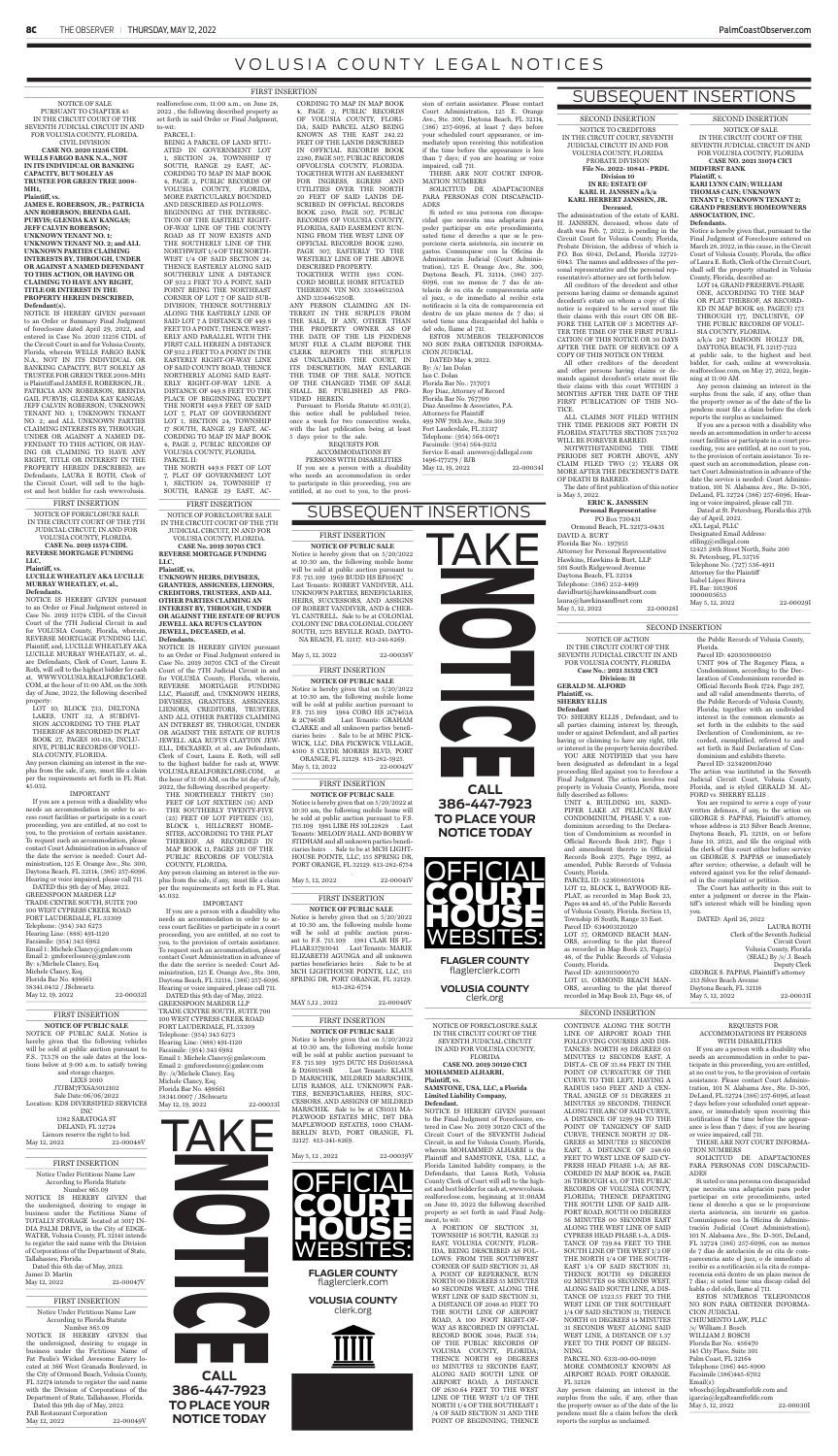# VOLUSIA COUNTY LEGAL NOTICES

## FIRST INSERTION

NOTICE OF SALE
PURSUANT TO CHAPTER 45
IN THE CIRCUIT COURT OF THE
SEVENTH JUDICIAL CIRCUIT IN AND
FOR VOLUSIA COUNTY, FLORIDA.
CIVIL DIVISION
**CASE NO. 2020 11256 CIDL**
**WELLS FARGO BANK N.A., NOT IN ITS INDIVIDUAL OR BANKING CAPACITY, BUT SOLELY AS TRUSTEE FOR GREEN TREE 2008-MH1,**
**Plaintiff, vs.**
**JAMES E. ROBERSON, JR.; PATRICIA ANN ROBERSON; BRENDA GAIL PURVIS; GLENDA KAY KANGAS; JEFF CALVIN ROBERSON; UNKNOWN TENANT NO. 1; UNKNOWN TENANT NO. 2; and ALL UNKNOWN PARTIES CLAIMING INTERESTS BY, THROUGH, UNDER OR AGAINST A NAMED DEFENDANT TO THIS ACTION, OR HAVING OR CLAIMING TO HAVE ANY RIGHT, TITLE OR INTEREST IN THE PROPERTY HEREIN DESCRIBED, Defendant(s).**

NOTICE IS HEREBY GIVEN pursuant to an Order or Summary Final Judgment of foreclosure dated April 29, 2022, and entered in Case No. 2020 11256 CIDL of the Circuit Court in and for Volusia County, Florida, wherein WELLS FARGO BANK, N.A., NOT IN ITS INDIVIDUAL OR BANKING CAPACITY, BUT SOLELY AS TRUSTEE FOR GREEN TREE 2008-MH1 is Plaintiff and JAMES E. ROBERSON, JR.; PATRICIA ANN ROBERSON; BRENDA GAIL PURVIS; GLENDA KAY KANGAS; JEFF CALVIN ROBERSON; UNKNOWN TENANT NO. 1; UNKNOWN TENANT NO. 2; and ALL UNKNOWN PARTIES CLAIMING INTERESTS BY, THROUGH, UNDER OR AGAINST A NAMED DEFENDANT TO THIS ACTION, OR HAVING OR CLAIMING TO HAVE ANY RIGHT, TITLE OR INTEREST IN THE PROPERTY HEREIN DESCRIBED, are Defendants, LAURA E. ROTH, Clerk of the Circuit Court, will sell to the highest and best bidder for cash www.volusia.realforeclose.com, 11:00 a.m., on June 28, 2022 , the following described property as set forth in said Order or Final Judgment, to-wit:

PARCEL I:
BEING A PARCEL OF LAND SITUATED IN GOVERNMENT LOT 1, SECTION 24, TOWNSHIP 17 SOUTH, RANGE 29 EAST, ACCORDING TO MAP IN MAP BOOK 4, PAGE 2, PUBLIC RECORDS OF VOLUSIA COUNTY, FLORIDA, MORE PARTICULARLY BOUNDED AND DESCRIBED AS FOLLOWS: BEGINNING AT THE INTERSECTION OF THE EASTERLY RIGHT-OF-WAY LINE OF THE COUNTY ROAD AS IT NOW EXISTS AND THE SOUTHERLY LINE OF THE NORTHWEST 1/4 OF THE NORTHWEST 1/4 OF SAID SECTION 24, THENCE EASTERLY ALONG SAID SOUTHERLY LINE A DISTANCE OF 932.2 FEET TO A POINT, SAID POINT BEING THE NORTHEAST CORNER OF LOT 7 OF SAID SUB-DIVISION; THENCE SOUTHERLY ALONG THE EASTERLY LINE OF SAID LOT 7 A DISTANCE OF 449.8 FEET TO A POINT, THENCE WESTERLY AND PARALLEL WITH THE FIRST CALL HEREIN A DISTANCE OF 932.2 FEET TO A POINT IN THE EASTERLY RIGHT-OF-WAY LINE OF SAID COUNTY ROAD, THENCE NORTHERLY ALONG SAID EASTERLY RIGHT-OF-WAY LINE A DISTANCE OF 449.8 FEET TO THE PLACE OF BEGINNING, EXCEPT THE NORTH 449.8 FEET OF SAID LOT 7, PLAT OF GOVERNMENT LOT 1, SECTION 24, TOWNSHIP 17 SOUTH, RANGE 29 EAST, ACCORDING TO MAP IN MAP BOOK 4, PAGE 2, PUBLIC RECORDS OF VOLUSIA COUNTY, FLORIDA.
PARCEL II:
THE NORTH 449.8 FEET OF LOT 7, PLAT OF GOVERNMENT LOT 1, SECTION 24, TOWNSHIP 17 SOUTH, RANGE 29 EAST, ACCORDING TO MAP IN MAP BOOK 4, PAGE 2, PUBLIC RECORDS OF VOLUSIA COUNTY, FLORIDA; SAID PARCEL ALSO BEING KNOWN AS THE EAST 242.22 FEET OF THE LANDS DESCRIBED IN OFFICIAL RECORDS BOOK 2280, PAGE 507, PUBLIC RECORDS OFVOLUSIA COUNTY, FLORIDA. TOGETHER WITH AN EASEMENT FOR INGRESS, EGRESS AND UTILITIES OVER THE NORTH 20 FEET OF SAID LANDS DESCRIBED IN OFFICIAL RECORDS BOOK 2280, PAGE 507, PUBLIC RECORDS OF VOLUSIA COUNTY, FLORIDA, SAID EASEMENT RUNNING FROM THE WEST LINE OF OFFICIAL RECORDS BOOK 2280, PAGE 507, EASTERLY TO THE WESTERLY LINE OF THE ABOVE DESCRIBED PROPERTY.
TOGETHER WITH 1985 CONCORD MOBILE HOME SITUATED THEREON. VIN NO. 3354465250A AND 3354465250B.

ANY PERSON CLAIMING AN INTEREST IN THE SURPLUS FROM THE SALE, IF ANY, OTHER THAN THE PROPERTY OWNER AS OF THE DATE OF THE LIS PENDENS MUST FILE A CLAIM BEFORE THE CLERK REPORTS THE SURPLUS AS UNCLAIMED. THE COURT, IN ITS DISCRETION, MAY ENLARGE THE TIME OF THE SALE. NOTICE OF THE CHANGED TIME OF SALE SHALL BE PUBLISHED AS PROVIDED HEREIN.

Pursuant to Florida Statute 45.031(2), this notice shall be published twice, once a week for two consecutive weeks, with the last publication being at least 5 days prior to the sale.

REQUESTS FOR ACCOMMODATIONS BY PERSONS WITH DISABILITIES

If you are a person with a disability who needs an accommodation in order to participate in this proceeding, you are entitled, at no cost to you, to the provision of certain assistance. Please contact Court Administration, 125 E. Orange Ave., Ste. 300, Daytona Beach, FL 32114, (386) 257-6096, at least 7 days before your scheduled court appearance, or immediately upon receiving this notification if the time before the appearance is less than 7 days; if you are hearing or voice impaired, call 711.

THESE ARE NOT COURT INFORMATION NUMBERS

SOLICITUD DE ADAPTACIONES PARA PERSONAS CON DISCAPACIDADES

Si usted es una persona con discapacidad que necesita una adaptación para poder participar en este procedimiento, usted tiene el derecho a que se le proporcione cierta asistencia, sin incurrir en gastos. Comuníquese con la Oficina de Administración Judicial (Court Administration), 125 E. Orange Ave., Ste. 300, Daytona Beach, FL 32114, (386) 257-6096, con un mínimo de 7 días de antelación de su cita de comparecencia ante el juez, o de inmediato al recibir esta notificación si la cita de comparecencia está dentro de un plazo menos de 7 días; si usted tiene una discapacidad del habla o del oído, llame al 711.

ESTOS NÚMEROS TELEFÓNICOS NO SON PARA OBTENER INFORMACIÓN JUDICIAL

DATED May 4, 2022.
By: /s/ Ian Dolan
Ian C. Dolan
Florida Bar No.: 757071
Roy Diaz, Attorney of Record
Florida Bar No. 767700
Diaz Anselmo & Associates, P.A.
Attorneys for Plaintiff
499 NW 70th Ave., Suite 309
Fort Lauderdale, FL 33317
Telephone: (954) 564-0071
Facsimile: (954) 564-9252
Service E-mail: answers@dallegal.com
1496-177279 / BJB
May 12, 19, 2022 22-00034I

## FIRST INSERTION

NOTICE OF FORECLOSURE SALE
IN THE CIRCUIT COURT OF THE 7TH
JUDICIAL CIRCUIT, IN AND FOR
VOLUSIA COUNTY, FLORIDA.
**CASE No. 2019 11574 CIDL**
**REVERSE MORTGAGE FUNDING LLC,**
**Plaintiff, vs.**
**LUCILLE WHEATLEY AKA LUCILLE MURRAY WHEATLEY, et. al., Defendants.**

NOTICE IS HEREBY GIVEN pursuant to an Order or Final Judgment entered in Case No. 2019 11574 CIDL of the Circuit Court of the 7TH Judicial Circuit in and for VOLUSIA County, Florida, wherein, REVERSE MORTGAGE FUNDING LLC, Plaintiff, and, LUCILLE WHEATLEY AKA LUCILLE MURRAY WHEATLEY, et. al., are Defendants, Clerk of Court, Laura E. Roth, will sell to the highest bidder for cash at, WWW.VOLUSIA.REALFORECLOSE.COM, at the hour of 11:00 AM, on the 30th day of June, 2022, the following described property:

LOT 10, BLOCK 733, DELTONA LAKES, UNIT 32, A SUBDIVISION ACCORDING TO THE PLAT THEREOF AS RECORDED IN PLAT BOOK 27, PAGES 101-118, INCLUSIVE, PUBLIC RECORDS OF VOLUSIA COUNTY, FLORIDA.

Any person claiming an interest in the surplus from the sale, if any, must file a claim per the requirements set forth in FL Stat. 45.032.

IMPORTANT

If you are a person with a disability who needs an accommodation in order to access court facilities or participate in a court proceeding, you are entitled, at no cost to you, to the provision of certain assistance. To request such an accommodation, please contact Court Administration in advance of the date the service is needed: Court Administration, 125 E. Orange Ave., Ste. 300, Daytona Beach, FL 32114, (386) 257-6096. Hearing or voice impaired, please call 711.

DATED this 9th day of May, 2022.
GREENSPOON MARDER LLP
TRADE CENTRE SOUTH, SUITE 700
100 WEST CYPRESS CREEK ROAD
FORT LAUDERDALE, FL 33309
Telephone: (954) 343 6273
Hearing Line: (888) 491-1120
Facsimile: (954) 343 6982
Email 1: Michele.Clancy@gmlaw.com
Email 2: gmforeclosure@gmlaw.com
By: s/Michele Clancy, Esq.
Michele Clancy, Esq.
Florida Bar No. 498661
38341.0452 / JSchwartz
May 12, 19, 2022 22-00032I

## FIRST INSERTION

**NOTICE OF PUBLIC SALE**

NOTICE OF PUBLIC SALE. Notice is hereby given that the following vehicles will be sold at public auction pursuant to F.S. 713.78 on the sale dates at the locations below at 9:00 a.m. to satisfy towing and storage charges.

LEXS 2010
JTJBM7FX6A5012102
Sale Date:06/06/2022
Location: KDS DIVERSIFIED SERVICES INC
1382 SARATOGA ST
DELAND, FL 32724
Lienors reserve the right to bid.
May 12, 2022 22-00048V

## FIRST INSERTION

Notice Under Fictitious Name Law
According to Florida Statute
Number 865.09

NOTICE IS HEREBY GIVEN that the undersigned, desiring to engage in business under the Fictitious Name of TOTALLY STORAGE located at 3017 INDIA PALM DRIVE, in the City of EDGEWATER, Volusia County, FL 32141 intends to register the said name with the Division of Corporations of the Department of State, Tallahassee, Florida.

Dated this 6th day of May, 2022.
James D. Martin
May 12, 2022 22-00047V

## FIRST INSERTION

Notice Under Fictitious Name Law
According to Florida Statute
Number 865.09

NOTICE IS HEREBY GIVEN that the undersigned, desiring to engage in business under the fictitious name of Fat Paulie's Wicked Awesome Eatery located at 366 West Granada Boulevard, in the City of Ormond Beach, Volusia County, FL 32174 intends to register the said name with the Division of Corporations of the Department of State, Tallahassee, Florida.

Dated this 9th day of May, 2022.
PAB Restaurant Corporation
May 12, 2022 22-00049V

## FIRST INSERTION

NOTICE OF FORECLOSURE SALE
IN THE CIRCUIT COURT OF THE 7TH
JUDICIAL CIRCUIT, IN AND FOR
VOLUSIA COUNTY, FLORIDA.
**CASE No. 2019 30705 CICI**
**REVERSE MORTGAGE FUNDING LLC,**
**Plaintiff, vs.**
**UNKNOWN HEIRS, DEVISEES, GRANTEES, ASSIGNEES, LIENORS, CREDITORS, TRUSTEES, AND ALL OTHER PARTIES CLAIMING AN INTEREST BY, THROUGH, UNDER OR AGAINST THE ESTATE OF RUFUS JEWELL AKA RUFUS CLAYTON JEWELL, DECEASED, et al. Defendants.**

NOTICE IS HEREBY GIVEN pursuant to an Order or Final Judgment entered in Case No. 2019 30705 CICI of the Circuit Court of the 7TH Judicial Circuit in and for VOLUSIA County, Florida, wherein, REVERSE MORTGAGE FUNDING LLC, Plaintiff, and, UNKNOWN HEIRS, DEVISEES, GRANTEES, ASSIGNEES, LIENORS, CREDITORS, TRUSTEES, AND ALL OTHER PARTIES CLAIMING AN INTEREST BY, THROUGH, UNDER OR AGAINST THE ESTATE OF RUFUS JEWELL AKA RUFUS CLAYTON JEWELL, DECEASED, et al., are Defendants, Clerk of Court, Laura E. Roth, will sell to the highest bidder for cash at, WWW.VOLUSIA.REALFORECLOSE.COM, at the hour of 11:00 AM, on the 1st day of July, 2022, the following described property:

THE NORTHERLY THIRTY (30) FEET OF LOT SIXTEEN (16) AND THE SOUTHERLY TWENTY-FIVE (25) FEET OF LOT FIFTEEN (15), BLOCK 1, HILLCREST HOMESITES, ACCORDING TO THE PLAT THEREOF, AS RECORDED IN MAP BOOK 11, PAGES 215 OF THE PUBLIC RECORDS OF VOLUSIA COUNTY, FLORIDA.

Any person claiming an interest in the surplus from the sale, if any, must file a claim per the requirements set forth in FL Stat. 45.032.

IMPORTANT

If you are a person with a disability who needs an accommodation in order to access court facilities or participate in a court proceeding, you are entitled, at no cost to you, to the provision of certain assistance. To request such an accommodation, please contact Court Administration in advance of the date the service is needed: Court Administration, 125 E. Orange Ave., Ste. 300, Daytona Beach, FL 32114, (386) 257-6096. Hearing or voice impaired, please call 711.

DATED this 9th day of May, 2022.
GREENSPOON MARDER LLP
TRADE CENTRE SOUTH, SUITE 700
100 WEST CYPRESS CREEK ROAD
FORT LAUDERDALE, FL 33309
Telephone: (954) 343 6273
Hearing Line: (888) 491-1120
Facsimile: (954) 343 6982
Email 1: Michele.Clancy@gmlaw.com
Email 2: gmforeclosure@gmlaw.com
By: /s/ Michele Clancy, Esq.
Michele Clancy, Esq.
Florida Bar No. 498661
38341.0007 / JSchwartz
May 12, 19, 2022 22-00033I

TAKE NOTICE
CALL 386-447-7923 TO PLACE YOUR NOTICE TODAY

# SUBSEQUENT INSERTIONS

## FIRST INSERTION

**NOTICE OF PUBLIC SALE**

Notice is hereby given that on 5/20/2022 at 10:30 am, the following mobile home will be sold at public auction pursuant to F.S. 715.109 1969 BUDD HS BF1067C Last Tenants: ROBERT VANDIVER, ALL UNKNOWN PARTIES, BENEFICIARIES, HEIRS, SUCCESSORS, AND ASSIGNS OF ROBERT VANDIVER, AND & CHERYL CANTRELL . Sale to be at COLONIAL COLONY INC DBA COLONIAL COLONY SOUTH, 1275 REVILLE ROAD, DAYTONA BEACH, FL 32117. 813-241-8269.

May 5, 12, 2022 22-00038V

## FIRST INSERTION

**NOTICE OF PUBLIC SALE**

Notice is hereby given that on 5/20/2022 at 10:30 am, the following mobile home will be sold at public auction pursuant to F.S. 715.109 1984 CORO HS 2C7463A & 2C7463B Last Tenants: GRAHAM CLARKE and all unknown parties beneficiaries heirs . Sale to be at MHC PICKWICK, LLC DBA PICKWICK VILLAGE, 4500 S CLYDE MORRIS BLVD, PORT ORANGE, FL 32129. 813-282-5925.

May 5, 12, 2022 22-00042V

## FIRST INSERTION

**NOTICE OF PUBLIC SALE**

Notice is hereby given that on 5/20/2022 at 10:30 am, the following mobile home will be sold at public auction pursuant to F.S. 715.109 1981 LIBE HS 10L21828 Last Tenants: MELODY HALL AND BOBBY W STIDHAM and all unknown parties beneficiaries heirs . Sale to be at MCH LIGHTHOUSE POINTE, LLC, 155 SPRING DR, PORT ORANGE, FL 32129. 813-282-6754.

May 5, 12, 2022 22-00041V

## FIRST INSERTION

**NOTICE OF PUBLIC SALE**

Notice is hereby given that on 5/20/2022 at 10:30 am, the following mobile home will be sold at public auction pursuant to F.S. 715.109 1981 CLAR HS FLFLR1S279081 Last Tenants: MARIE ELIZABETH AQUINAS and all unknown parties beneficiaries heirs . Sale to be at MCH LIGHTHOUSE POINTE, LLC, 155 SPRING DR, PORT ORANGE, FL 32129. 813-282-6754.

MAY 5,12 , 2022 22-00040V

## FIRST INSERTION

**NOTICE OF PUBLIC SALE**

Notice is hereby given that on 5/20/2022 at 10:30 am, the following mobile home will be sold at public auction pursuant to F.S. 715.109 1975 DUTC HS D2605158A & D2605158B . Last Tenants: KLAUS D MARSCHIK, MILDRED MARSCHIK, LUIS RAMOS, ALL UNKNOWN PARTIES, BENEFICIARIES, HEIRS, SUCCESSORS, AND ASSIGNS OF MILDRED MARSCHIK . Sale to be at CN001 MAPLEWOOD ESTATES MHC, INT DBA MAPLEWOOD ESTATES, 1000 CHAMBERLIN BLVD, PORT ORANGE, FL 32127. 813-241-8269.

May 5,12 , 2022 22-00039V

TAKE NOTICE
CALL 386-447-7923 TO PLACE YOUR NOTICE TODAY

OFFICIAL COURTHOUSE WEBSITES:
FLAGLER COUNTY flaglerclerk.com
VOLUSIA COUNTY clerk.org

# SUBSEQUENT INSERTIONS

## SECOND INSERTION

NOTICE TO CREDITORS
IN THE CIRCUIT COURT, SEVENTH
JUDICIAL CIRCUIT IN AND FOR
VOLUSIA COUNTY, FLORIDA
PROBATE DIVISION
**File No. 2022- 10441 - PRDL**
**Division 10**
**IN RE: ESTATE OF KARL H. JANSSEN a/k/a KARL HERBERT JANSSEN, JR. Deceased.**

The administration of the estate of KARL H. JANSSEN, deceased, whose date of death was Feb. 7, 2022, is pending in the Circuit Court for Volusia County, Florida, Probate Division, the address of which is P.O. Box 6043, DeLand, Florida 32721-6043. The names and addresses of the personal representative and the personal representative's attorney are set forth below.

All creditors of the decedent and other persons having claims or demands against decedent's estate on whom a copy of this notice is required to be served must file their claims with this court ON OR BEFORE THE LATER OF 3 MONTHS AFTER THE TIME OF THE FIRST PUBLICATION OF THIS NOTICE OR 30 DAYS AFTER THE DATE OF SERVICE OF A COPY OF THIS NOTICE ON THEM.

All other creditors of the decedent and other persons having claims or demands against decedent's estate must file their claims with this court WITHIN 3 MONTHS AFTER THE DATE OF THE FIRST PUBLICATION OF THIS NOTICE.

ALL CLAIMS NOT FILED WITHIN THE TIME PERIODS SET FORTH IN FLORIDA STATUTES SECTION 733.702 WILL BE FOREVER BARRED.

NOTWITHSTANDING THE TIME PERIODS SET FORTH ABOVE, ANY CLAIM FILED TWO (2) YEARS OR MORE AFTER THE DECEDENT'S DATE OF DEATH IS BARRED.

The date of first publication of this notice is May 5, 2022.

**ERIC K. JANSSEN**
**Personal Representative**
PO Box 730431
Ormond Beach, FL 32173-0431
DAVID A. BURT
Florida Bar No.: 197955
Attorney for Personal Representative
Hawkins, Hawkins & Burt, LLP
501 South Ridgewood Avenue
Daytona Beach, FL 32114
Telephone: (386) 252-4499
davidburt@hawkinsandburt.com
laura@hawkinsandburt.com
May 5, 12, 2022 22-00028I

## SECOND INSERTION

NOTICE OF SALE
IN THE CIRCUIT COURT OF THE
SEVENTH JUDICIAL CIRCUIT IN AND
FOR VOLUSIA COUNTY, FLORIDA
**CASE NO.: 2021 31074 CICI**
**MIDFIRST BANK**
**Plaintiff, v.**
**KARI LYNN CAIN; WILLIAM THOMAS CAIN; UNKNOWN TENANT 1; UNKNOWN TENANT 2; GRAND PRESERVE HOMEOWNERS ASSOCIATION, INC.**
**Defendants.**

Notice is hereby given that, pursuant to the Final Judgment of Foreclosure entered on March 28, 2022, in this cause, in the Circuit Court of Volusia County, Florida, the office of Laura E. Roth, Clerk of the Circuit Court, shall sell the property situated in Volusia County, Florida, described as:

LOT 14, GRAND PRESERVE-PHASE ONE, ACCORDING TO THE MAP OR PLAT THEREOF, AS RECORDED IN MAP BOOK 49, PAGE(S) 173 THROUGH 177, INCLUSIVE, OF THE PUBLIC RECORDS OF VOLUSIA COUNTY, FLORIDA.
a/k/a 242 DAHOON HOLLY DR, DAYTONA BEACH, FL 32117-7322

at public sale, to the highest and best bidder, for cash, online at www.volusia.realforeclose.com, on May 27, 2022, beginning at 11:00 AM.

Any person claiming an interest in the surplus from the sale, if any, other than the property owner as of the date of the lis pendens must file a claim before the clerk reports the surplus as unclaimed.

If you are a person with a disability who needs an accommodation in order to access court facilities or participate in a court proceeding, you are entitled, at no cost to you, to the provision of certain assistance. To request such an accommodation, please contact Court Administration in advance of the date the service is needed: Court Administration, 101 N. Alabama Ave., Ste. D-305, DeLand, FL 32724 (386) 257-6096; Hearing or voice impaired, please call 711.

Dated at St. Petersburg, Florida this 27th day of April, 2022.
eXL Legal, PLLC
Designated Email Address: efiling@exllegal.com
12425 28th Street North, Suite 200
St. Petersburg, FL 33716
Telephone No. (727) 536-4911
Attorney for the Plaintiff
Isabel López Rivera
FL Bar: 1015906
1000005655
May 5, 12, 2022 22-00029I

## SECOND INSERTION

NOTICE OF ACTION
IN THE CIRCUIT COURT OF THE
SEVENTH JUDICIAL CIRCUIT IN AND
FOR VOLUSIA COUNTY, FLORIDA
**Case No.: 2021 31532 CICI**
**Division: 31**
**GERALD M. ALFORD**
**Plaintiff, vs.**
**SHERRY ELLIS**
**Defendant**

TO: SHERRY ELLIS , Defendant, and to all parties claiming interest by, through, under or against Defendant, and all parties having or claiming to have any right, title or interest in the property herein described.

YOU ARE NOTIFIED that you have been designated as defendant in a legal proceeding filed against you to foreclose a Final Judgment. The action involves real property in Volusia County, Florida, more fully described as follows:

UNIT 4, BUILDING 101, SANDPIPER LAKE AT PELICAN BAY CONDOMINIUM, PHASE V, a condominium according to the Declaration of Condominium as recorded in Official Records Book 3167, Page 1 and amendment thereto in Official Records Book 3375, Page 1992, as amended, Public Records of Volusia County, Florida.
PARCEL ID: 523608051014
LOT 12, BLOCK L, BAYWOOD PLAT, as recorded in Map Book 23, Pages 44 and 45, of the Public Records of Volusia County, Florida. Section 15, Township 16 South, Range 33 East.
Parcel ID: 634003120120
LOT 57, ORMOND BEACH MANORS, according to the plat thereof as recorded in Map Book 23, Page(s) 48, of the Public Records of Volusia County, Florida.
Parcel ID: 420305000570
LOT 15, ORMOND BEACH MANORS, according to the plat thereof recorded in Map Book 23, Page 48, of the Public Records of Volusia County, Florida.
Parcel ID: 420305000150
UNIT 904 of The Regency Plaza, a Condominium, according to the Declaration of Condominium recorded in Official Records Book 2794, Page 287, and all valid amendments thereto, of the Public Records of Volusia County, Florida; together with an undivided interest in the common elements as set forth in the exhibits to the said Declaration of Condominium, as recorded, exemplified, referred to and set forth in Said Declaration of Condominium and exhibits thereto.
Parcel ID: 325420000904

The action was instituted in the Seventh Judicial Circuit Court, Volusia County, Florida, and is styled GERALD M. ALFORD vs. SHERRY ELLIS .

You are required to serve a copy of your written defenses, if any, to the action on GEORGE S. PAPPAS, Plaintiff's attorney, whose address is 213 Silver Beach Avenue, Daytona Beach, FL 32118, on or before June 10, 2022, and file the original with the clerk of this court either before service on GEORGE S. PAPPAS or immediately after service; otherwise, a default will be entered against you for the relief demanded in the complaint or petition.

The Court has authority in this suit to enter a judgment or decree in the Plaintiff's interest which will be binding upon you.

DATED: April 26, 2022

LAURA ROTH
Clerk of the Seventh Judicial Circuit Court
Volusia County, Florida
(SEAL) By: /s/ J. Beach
Deputy Clerk
GEORGE S. PAPPAS, Plaintiff's attorney
213 Silver Beach Avenue
Daytona Beach, FL 32118
May 5, 12, 2022 22-00031I

## SECOND INSERTION

NOTICE OF FORECLOSURE SALE
IN THE CIRCUIT COURT OF THE
SEVENTH JUDICIAL CIRCUIT
IN AND FOR VOLUSIA COUNTY,
FLORIDA
**CASE NO. 2019 30120 CICI**
**MOHAMMED ALHARBI,**
**Plaintiff, vs.**
**SAMSTONE, USA, LLC, a Florida Limited Liability Company, Defendant.**

NOTICE IS HEREBY GIVEN pursuant to the Final Judgment of Foreclosure, entered in Case No. 2019 30120 CICI of the Circuit Court of the Seventh Judicial Circuit, in and for Volusia County, Florida, wherein MOHAMMED ALHARBI is the Plaintiff and SAMSTONE, USA, LLC, a Florida Limited liability company, is the Defendants, that Laura Roth, Volusia County Clerk of Court will sell to the highest and best bidder for cash at, www.volusia.realforeclose.com, beginning at 11:00AM on June 10, 2022 the following described property as set forth in said Final Judgment, to wit:

A PORTION OF SECTION 31, TOWNSHIP 16 SOUTH, RANGE 33 EAST, VOLUSIA COUNTY, FLORIDA, BEING DESCRIBED AS FOLLOWS: FROM THE SOUTHWEST CORNER OF SAID SECTION 31, AS A POINT OF REFERENCE, RUN NORTH 00 DEGREES 35 MINUTES 40 SECONDS WEST, ALONG THE WEST LINE OF SAID SECTION 31, A DISTANCE OF 2046.45 FEET TO THE SOUTH LINE OF AIRPORT ROAD, A 100 FOOT RIGHT-OF-WAY AS RECORDED IN OFFICIAL RECORD BOOK 2084, PAGE 514; OF THE PUBLIC RECORDS OF VOLUSIA COUNTY, FLORIDA; THENCE NORTH 89 DEGREES 03 MINUTES 12 SECONDS EAST, ALONG SAID SOUTH LINE OF AIRPORT ROAD, A DISTANCE OF 2630.64 FEET TO THE WEST LINE OF THE WEST 1/2 OF THE NORTH 1/4 OF THE SOUTHEAST 1/4 OF SAID SECTION 31 AND THE POINT OF BEGINNING; THENCE CONTINUE ALONG THE SOUTH LINE OF AIRPORT ROAD THE FOLLOWING COURSES AND DISTANCES: NORTH 89 DEGREES 03 MINUTES 12 SECONDS EAST, A DISTANCE OF 25.84 FEET IN THE POINT OF CURVATURE OF THE CURVE TO THE LEFT, HAVING A RADIUS 1450 FEET AND A CENTRAL ANGLE OF 13 DEGREES 21 MINUTES 39 SECONDS; THENCE ALONG THE ARC OF SAID CURVE, A DISTANCE OF 1299.94 TO THE POINT OF TANGENCY OF SAID CURVE; THENCE NORTH 37 DEGREES 41 MINUTES 33 SECONDS EAST, A DISTANCE OF 246.80 FEET TO WEST LINE OF SAID EXPRESS HEAD PHASE 1-A; AS RECORDED IN MAP BOOK 44, PAGE 16 THROUGH 45, OF THE PUBLIC RECORDS OF VOLUSIA COUNTY, FLORIDA; THENCE DEPARTING THE SOUTH LINE OF SAID AIRPORT ROAD, SOUTH 00 DEGREES 56 MINUTES 00 SECONDS EAST ALONG THE WEST LINE OF SAID CYPRESS HEAD PHASE 1-A, A DISTANCE OF 739.84 FEET TO THE SOUTH LINE OF THE WEST 1/2 OF THE NORTH 1/4 OF THE SOUTHEAST 1/4 OF SAID SECTION 31; THENCE SOUTH 89 DEGREES 02 MINUTES 04 SECONDS WEST, ALONG SAID SOUTH LINE, A DISTANCE OF 1323.25 FEET TO THE WEST LINE OF THE SOUTHEAST 1/4 OF SAID SECTION 31; THENCE NORTH 01 DEGREES 14 MINUTES 33 SECONDS WEST ALONG SAID WEST LINE, A DISTANCE OF 1.37 FEET TO THE POINT OF BEGINNING.

PARCEL NO. 6331-00-00-0090
MORE COMMONLY KNOWN AS AIRPORT ROAD. PORT ORANGE, FL 32128

Any person claiming an interest in the surplus from the sale, if any, other than the property owner as of the date of the lis pendens must file a claim before the clerk reports the surplus as unclaimed.

REQUESTS FOR ACCOMMODATIONS BY PERSONS WITH DISABILITIES

If you are a person with a disability who needs an accommodation in order to participate in this proceeding, you are entitled, at no cost to you, to the provision of certain assistance. Please contact Court Administration, 101 N. Alabama Ave., Ste. D-305, DeLand, FL 32724 (386) 257-6096, at least 7 days before your scheduled court appearance, or immediately upon receiving this notification if the time before the appearance is less than 7 days; if you are hearing or voice impaired, call 711.

THESE ARE NOT COURT INFORMATION NUMBERS

SOLICITUD DE ADAPTACIONES PARA PERSONAS CON DISCAPACIDADES

Si usted es una persona con discapacidad que necesita una adaptación para poder participar en este procedimiento, usted tiene el derecho a que se le proporcione cierta asistencia, sin incurrir en gastos. Comuníquese con la Oficina de Administración Judicial (Court Administration), 101 N. Alabama Ave., Ste. D-305, DeLand, FL 32724 (386) 257-6096, con no menos de 7 días de antelación de su cita de comparecencia ante el juez, o de inmediato al recibir a es notificación si la cita de comparecencia está dentro de un plazo menos de 7 días; si usted tiene una discap cidad del habla o del oído, llame al 711.

ESTOS NÚMEROS TELEFÓNICOS NO SON PARA OBTENER INFORMACIÓN JUDICIAL

CHIUMENTO LAW, PLLC
By: William J. Bosch
WILLIAM J. BOSCH
Florida Bar No.: 456470
145 City Place, Suite 301
Palm Coast, FL 32164
Telephone (386) 445-8900
Facsimile (386)445-6702
Email(s):
wbosch@legalteamforlife.com
jgarcia@legalteamforlife.com
May 5, 12, 2022 22-00030I